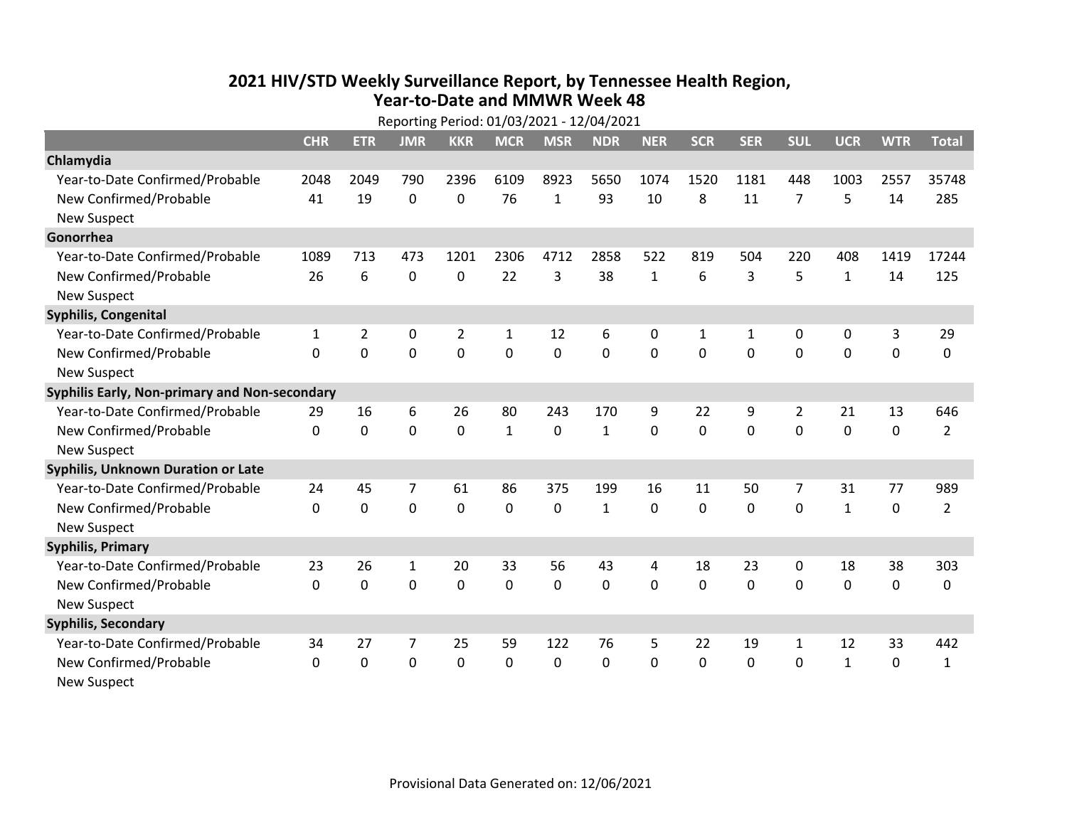# 2021 HIV/STD Weekly Surveillance Report, by Tennessee Health Region, Year-to-Date and MMWR Week 48

Reporting Period: 01/03/2021 - 12/04/2021

| | CHR | ETR | JMR | KKR | MCR | MSR | NDR | NER | SCR | SER | SUL | UCR | WTR | Total |
|---|---|---|---|---|---|---|---|---|---|---|---|---|---|---|
| **Chlamydia** | | | | | | | | | | | | | | |
| Year-to-Date Confirmed/Probable | 2048 | 2049 | 790 | 2396 | 6109 | 8923 | 5650 | 1074 | 1520 | 1181 | 448 | 1003 | 2557 | 35748 |
| New Confirmed/Probable | 41 | 19 | 0 | 0 | 76 | 1 | 93 | 10 | 8 | 11 | 7 | 5 | 14 | 285 |
| New Suspect | | | | | | | | | | | | | | |
| **Gonorrhea** | | | | | | | | | | | | | | |
| Year-to-Date Confirmed/Probable | 1089 | 713 | 473 | 1201 | 2306 | 4712 | 2858 | 522 | 819 | 504 | 220 | 408 | 1419 | 17244 |
| New Confirmed/Probable | 26 | 6 | 0 | 0 | 22 | 3 | 38 | 1 | 6 | 3 | 5 | 1 | 14 | 125 |
| New Suspect | | | | | | | | | | | | | | |
| **Syphilis, Congenital** | | | | | | | | | | | | | | |
| Year-to-Date Confirmed/Probable | 1 | 2 | 0 | 2 | 1 | 12 | 6 | 0 | 1 | 1 | 0 | 0 | 3 | 29 |
| New Confirmed/Probable | 0 | 0 | 0 | 0 | 0 | 0 | 0 | 0 | 0 | 0 | 0 | 0 | 0 | 0 |
| New Suspect | | | | | | | | | | | | | | |
| **Syphilis Early, Non-primary and Non-secondary** | | | | | | | | | | | | | | |
| Year-to-Date Confirmed/Probable | 29 | 16 | 6 | 26 | 80 | 243 | 170 | 9 | 22 | 9 | 2 | 21 | 13 | 646 |
| New Confirmed/Probable | 0 | 0 | 0 | 0 | 1 | 0 | 1 | 0 | 0 | 0 | 0 | 0 | 0 | 2 |
| New Suspect | | | | | | | | | | | | | | |
| **Syphilis, Unknown Duration or Late** | | | | | | | | | | | | | | |
| Year-to-Date Confirmed/Probable | 24 | 45 | 7 | 61 | 86 | 375 | 199 | 16 | 11 | 50 | 7 | 31 | 77 | 989 |
| New Confirmed/Probable | 0 | 0 | 0 | 0 | 0 | 0 | 1 | 0 | 0 | 0 | 0 | 1 | 0 | 2 |
| New Suspect | | | | | | | | | | | | | | |
| **Syphilis, Primary** | | | | | | | | | | | | | | |
| Year-to-Date Confirmed/Probable | 23 | 26 | 1 | 20 | 33 | 56 | 43 | 4 | 18 | 23 | 0 | 18 | 38 | 303 |
| New Confirmed/Probable | 0 | 0 | 0 | 0 | 0 | 0 | 0 | 0 | 0 | 0 | 0 | 0 | 0 | 0 |
| New Suspect | | | | | | | | | | | | | | |
| **Syphilis, Secondary** | | | | | | | | | | | | | | |
| Year-to-Date Confirmed/Probable | 34 | 27 | 7 | 25 | 59 | 122 | 76 | 5 | 22 | 19 | 1 | 12 | 33 | 442 |
| New Confirmed/Probable | 0 | 0 | 0 | 0 | 0 | 0 | 0 | 0 | 0 | 0 | 0 | 1 | 0 | 1 |
| New Suspect | | | | | | | | | | | | | | |

Provisional Data Generated on: 12/06/2021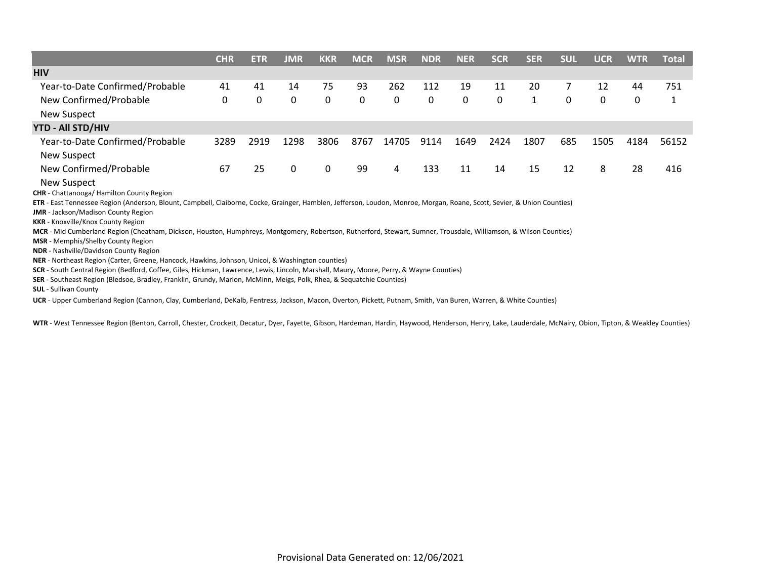| | CHR | ETR | JMR | KKR | MCR | MSR | NDR | NER | SCR | SER | SUL | UCR | WTR | Total |
|---|---|---|---|---|---|---|---|---|---|---|---|---|---|---|
| **HIV** | | | | | | | | | | | | | | |
| Year-to-Date Confirmed/Probable | 41 | 41 | 14 | 75 | 93 | 262 | 112 | 19 | 11 | 20 | 7 | 12 | 44 | 751 |
| New Confirmed/Probable | 0 | 0 | 0 | 0 | 0 | 0 | 0 | 0 | 0 | 1 | 0 | 0 | 0 | 1 |
| New Suspect | | | | | | | | | | | | | | |
| **YTD - All STD/HIV** | | | | | | | | | | | | | | |
| Year-to-Date Confirmed/Probable | 3289 | 2919 | 1298 | 3806 | 8767 | 14705 | 9114 | 1649 | 2424 | 1807 | 685 | 1505 | 4184 | 56152 |
| New Suspect | | | | | | | | | | | | | | |
| New Confirmed/Probable | 67 | 25 | 0 | 0 | 99 | 4 | 133 | 11 | 14 | 15 | 12 | 8 | 28 | 416 |
| New Suspect | | | | | | | | | | | | | | |

**CHR** - Chattanooga/ Hamilton County Region

**ETR** - East Tennessee Region (Anderson, Blount, Campbell, Claiborne, Cocke, Grainger, Hamblen, Jefferson, Loudon, Monroe, Morgan, Roane, Scott, Sevier, & Union Counties)

**JMR** - Jackson/Madison County Region

**KKR** - Knoxville/Knox County Region

**MCR** - Mid Cumberland Region (Cheatham, Dickson, Houston, Humphreys, Montgomery, Robertson, Rutherford, Stewart, Sumner, Trousdale, Williamson, & Wilson Counties)

**MSR** - Memphis/Shelby County Region

**NDR** - Nashville/Davidson County Region

**NER** - Northeast Region (Carter, Greene, Hancock, Hawkins, Johnson, Unicoi, & Washington counties)

**SCR** - South Central Region (Bedford, Coffee, Giles, Hickman, Lawrence, Lewis, Lincoln, Marshall, Maury, Moore, Perry, & Wayne Counties)

**SER** - Southeast Region (Bledsoe, Bradley, Franklin, Grundy, Marion, McMinn, Meigs, Polk, Rhea, & Sequatchie Counties)

**SUL** - Sullivan County

**UCR** - Upper Cumberland Region (Cannon, Clay, Cumberland, DeKalb, Fentress, Jackson, Macon, Overton, Pickett, Putnam, Smith, Van Buren, Warren, & White Counties)

**WTR** - West Tennessee Region (Benton, Carroll, Chester, Crockett, Decatur, Dyer, Fayette, Gibson, Hardeman, Hardin, Haywood, Henderson, Henry, Lake, Lauderdale, McNairy, Obion, Tipton, & Weakley Counties)

Provisional Data Generated on: 12/06/2021